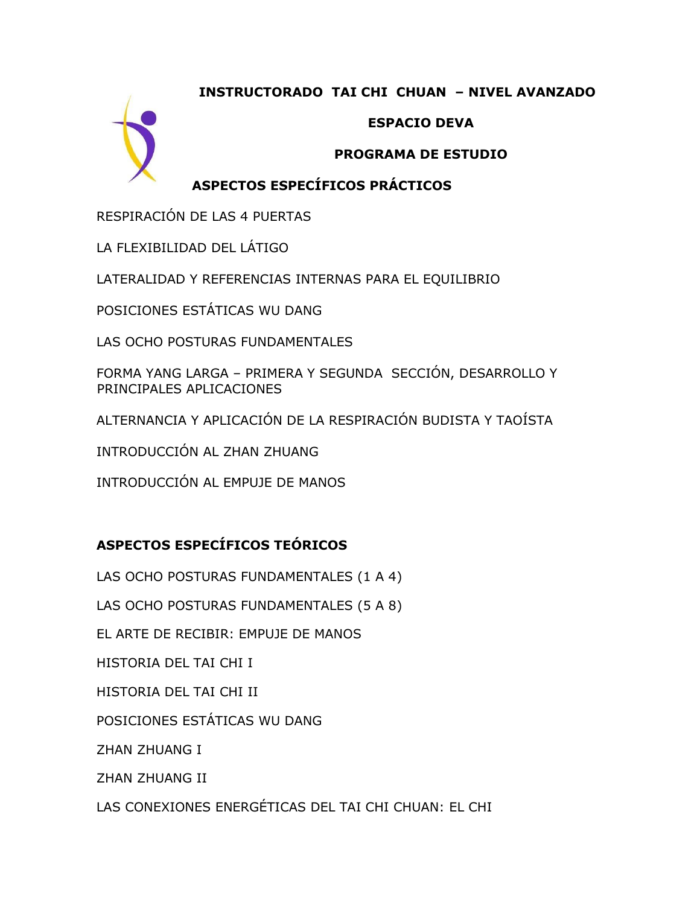# INSTRUCTORADO TAI CHI CHUAN – NIVEL AVANZADO

## ESPACIO DEVA

## PROGRAMA DE ESTUDIO

## ASPECTOS ESPECÍFICOS PRÁCTICOS

RESPIRACIÓN DE LAS 4 PUERTAS

LA FLEXIBILIDAD DEL LÁTIGO

LATERALIDAD Y REFERENCIAS INTERNAS PARA EL EQUILIBRIO

POSICIONES ESTÁTICAS WU DANG

LAS OCHO POSTURAS FUNDAMENTALES

FORMA YANG LARGA – PRIMERA Y SEGUNDA SECCIÓN, DESARROLLO Y PRINCIPALES APLICACIONES

ALTERNANCIA Y APLICACIÓN DE LA RESPIRACIÓN BUDISTA Y TAOÍSTA

INTRODUCCIÓN AL ZHAN ZHUANG

INTRODUCCIÓN AL EMPUJE DE MANOS

## ASPECTOS ESPECÍFICOS TEÓRICOS

LAS OCHO POSTURAS FUNDAMENTALES (1 A 4)

LAS OCHO POSTURAS FUNDAMENTALES (5 A 8)

EL ARTE DE RECIBIR: EMPUJE DE MANOS

HISTORIA DEL TAI CHI I

HISTORIA DEL TAI CHI II

POSICIONES ESTÁTICAS WU DANG

ZHAN ZHUANG I

ZHAN ZHUANG II

LAS CONEXIONES ENERGÉTICAS DEL TAI CHI CHUAN: EL CHI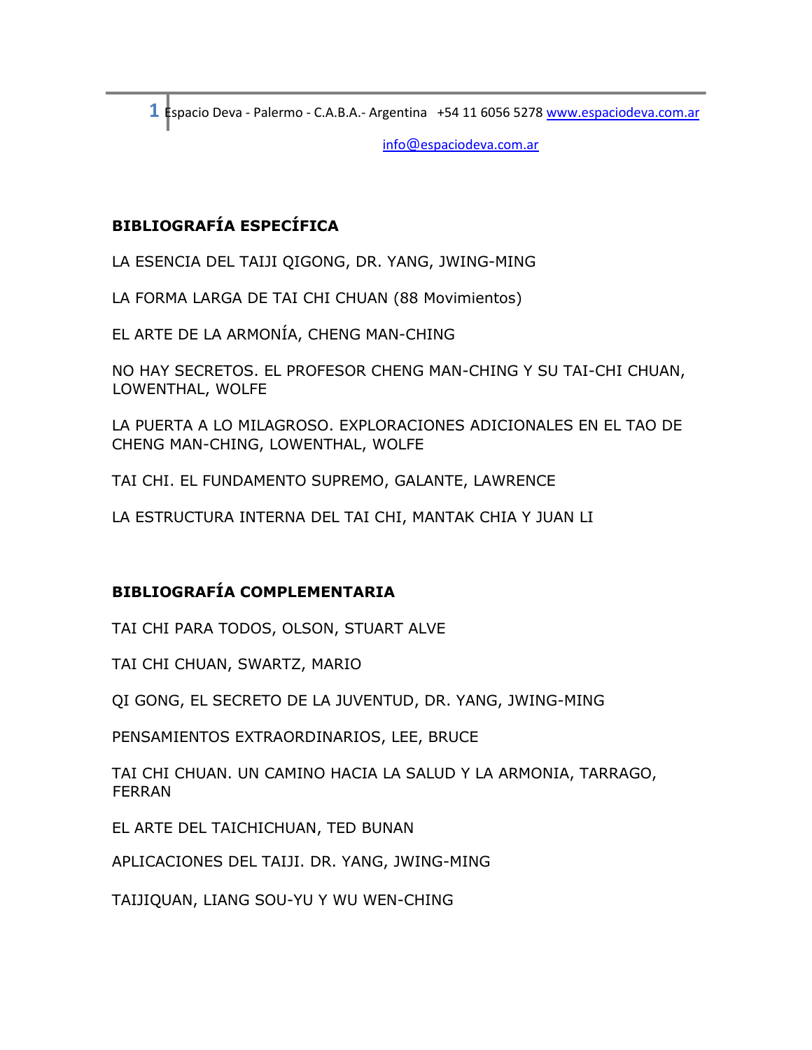## BIBLIOGRAFÍA ESPECÍFICA

LA ESENCIA DEL TAIJI QIGONG, DR. YANG, JWING-MING

LA FORMA LARGA DE TAI CHI CHUAN (88 Movimientos)

EL ARTE DE LA ARMONÍA, CHENG MAN-CHING

NO HAY SECRETOS. EL PROFESOR CHENG MAN-CHING Y SU TAI-CHI CHUAN, LOWENTHAL, WOLFE

LA PUERTA A LO MILAGROSO. EXPLORACIONES ADICIONALES EN EL TAO DE CHENG MAN-CHING, LOWENTHAL, WOLFE

TAI CHI. EL FUNDAMENTO SUPREMO, GALANTE, LAWRENCE

LA ESTRUCTURA INTERNA DEL TAI CHI, MANTAK CHIA Y JUAN LI

## BIBLIOGRAFÍA COMPLEMENTARIA

TAI CHI PARA TODOS, OLSON, STUART ALVE

TAI CHI CHUAN, SWARTZ, MARIO

QI GONG, EL SECRETO DE LA JUVENTUD, DR. YANG, JWING-MING

PENSAMIENTOS EXTRAORDINARIOS, LEE, BRUCE

TAI CHI CHUAN. UN CAMINO HACIA LA SALUD Y LA ARMONIA, TARRAGO, FERRAN

EL ARTE DEL TAICHICHUAN, TED BUNAN

APLICACIONES DEL TAIJI. DR. YANG, JWING-MING

TAIJIQUAN, LIANG SOU-YU Y WU WEN-CHING